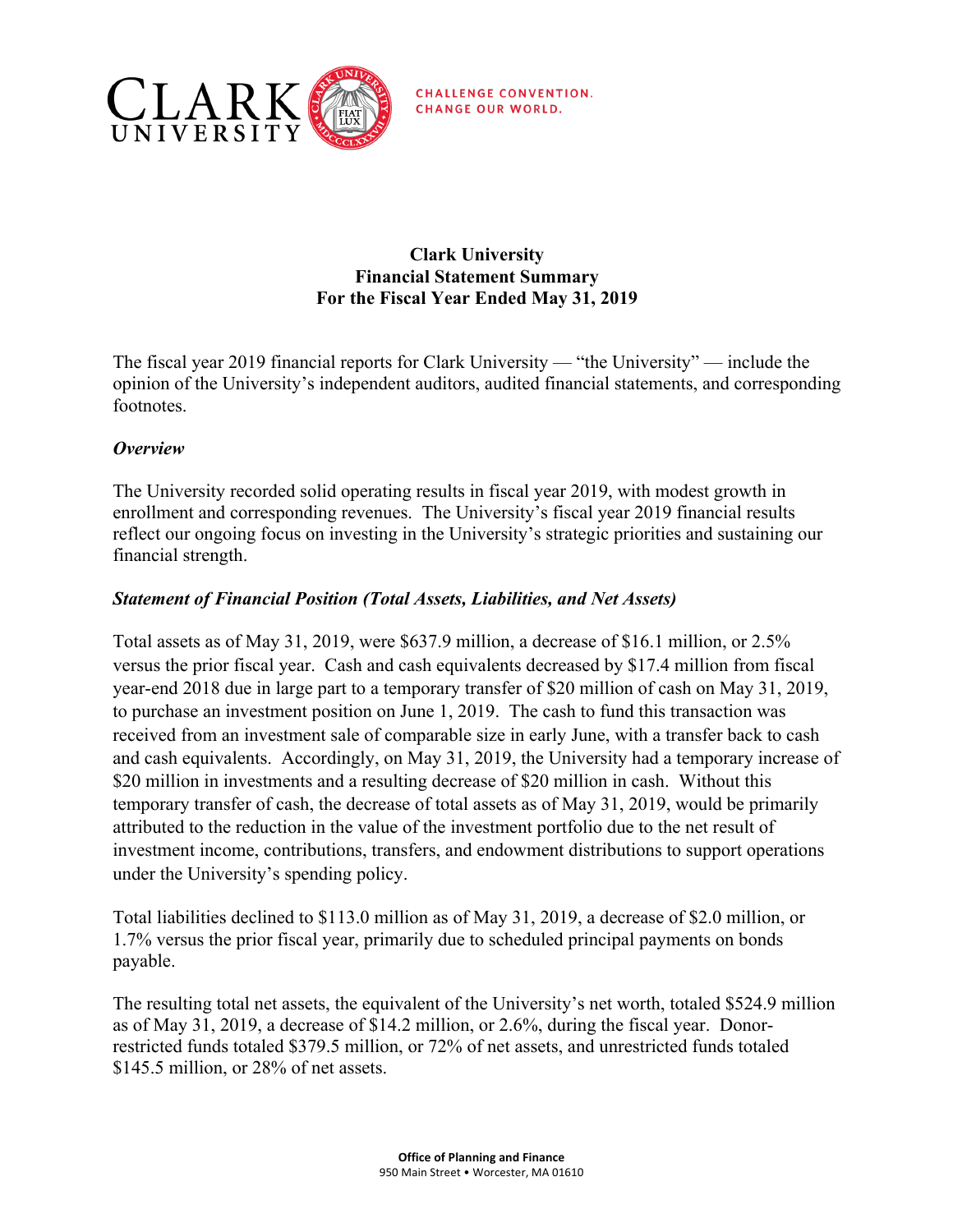CLARK UNIVERSITY

CHALLENGE CONVENTION.
CHANGE OUR WORLD.

# Clark University
# Financial Statement Summary
# For the Fiscal Year Ended May 31, 2019

The fiscal year 2019 financial reports for Clark University — "the University" — include the opinion of the University's independent auditors, audited financial statements, and corresponding footnotes.

### *Overview*

The University recorded solid operating results in fiscal year 2019, with modest growth in enrollment and corresponding revenues. The University's fiscal year 2019 financial results reflect our ongoing focus on investing in the University's strategic priorities and sustaining our financial strength.

### *Statement of Financial Position (Total Assets, Liabilities, and Net Assets)*

Total assets as of May 31, 2019, were $637.9 million, a decrease of $16.1 million, or 2.5% versus the prior fiscal year. Cash and cash equivalents decreased by $17.4 million from fiscal year-end 2018 due in large part to a temporary transfer of $20 million of cash on May 31, 2019, to purchase an investment position on June 1, 2019. The cash to fund this transaction was received from an investment sale of comparable size in early June, with a transfer back to cash and cash equivalents. Accordingly, on May 31, 2019, the University had a temporary increase of $20 million in investments and a resulting decrease of $20 million in cash. Without this temporary transfer of cash, the decrease of total assets as of May 31, 2019, would be primarily attributed to the reduction in the value of the investment portfolio due to the net result of investment income, contributions, transfers, and endowment distributions to support operations under the University's spending policy.

Total liabilities declined to $113.0 million as of May 31, 2019, a decrease of $2.0 million, or 1.7% versus the prior fiscal year, primarily due to scheduled principal payments on bonds payable.

The resulting total net assets, the equivalent of the University's net worth, totaled $524.9 million as of May 31, 2019, a decrease of $14.2 million, or 2.6%, during the fiscal year. Donor-restricted funds totaled $379.5 million, or 72% of net assets, and unrestricted funds totaled $145.5 million, or 28% of net assets.

**Office of Planning and Finance**
950 Main Street • Worcester, MA 01610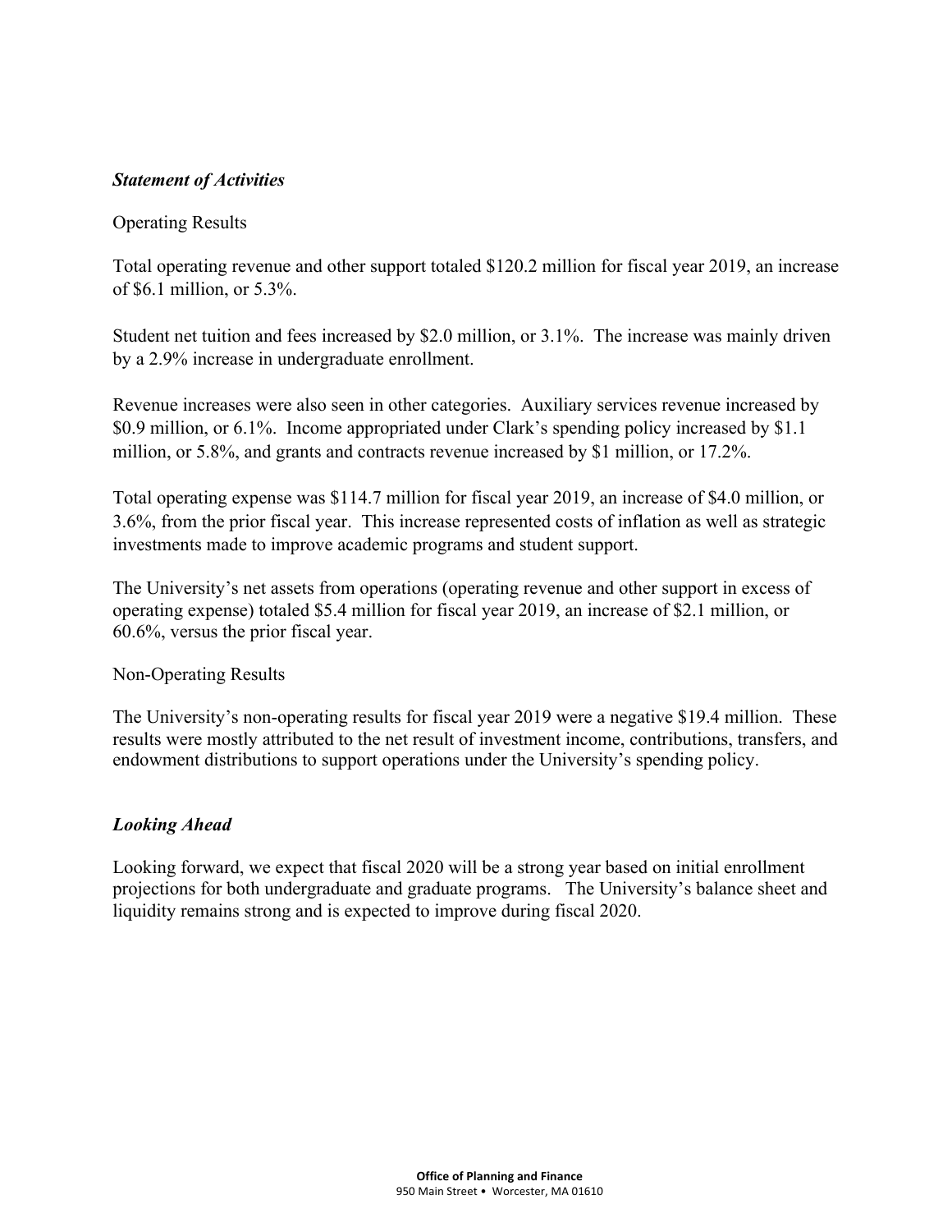### *Statement of Activities*

Operating Results

Total operating revenue and other support totaled $120.2 million for fiscal year 2019, an increase of $6.1 million, or 5.3%.

Student net tuition and fees increased by $2.0 million, or 3.1%. The increase was mainly driven by a 2.9% increase in undergraduate enrollment.

Revenue increases were also seen in other categories. Auxiliary services revenue increased by $0.9 million, or 6.1%. Income appropriated under Clark's spending policy increased by $1.1 million, or 5.8%, and grants and contracts revenue increased by $1 million, or 17.2%.

Total operating expense was $114.7 million for fiscal year 2019, an increase of $4.0 million, or 3.6%, from the prior fiscal year. This increase represented costs of inflation as well as strategic investments made to improve academic programs and student support.

The University's net assets from operations (operating revenue and other support in excess of operating expense) totaled $5.4 million for fiscal year 2019, an increase of $2.1 million, or 60.6%, versus the prior fiscal year.

Non-Operating Results

The University's non-operating results for fiscal year 2019 were a negative $19.4 million. These results were mostly attributed to the net result of investment income, contributions, transfers, and endowment distributions to support operations under the University's spending policy.

### *Looking Ahead*

Looking forward, we expect that fiscal 2020 will be a strong year based on initial enrollment projections for both undergraduate and graduate programs. The University's balance sheet and liquidity remains strong and is expected to improve during fiscal 2020.

**Office of Planning and Finance**
950 Main Street • Worcester, MA 01610